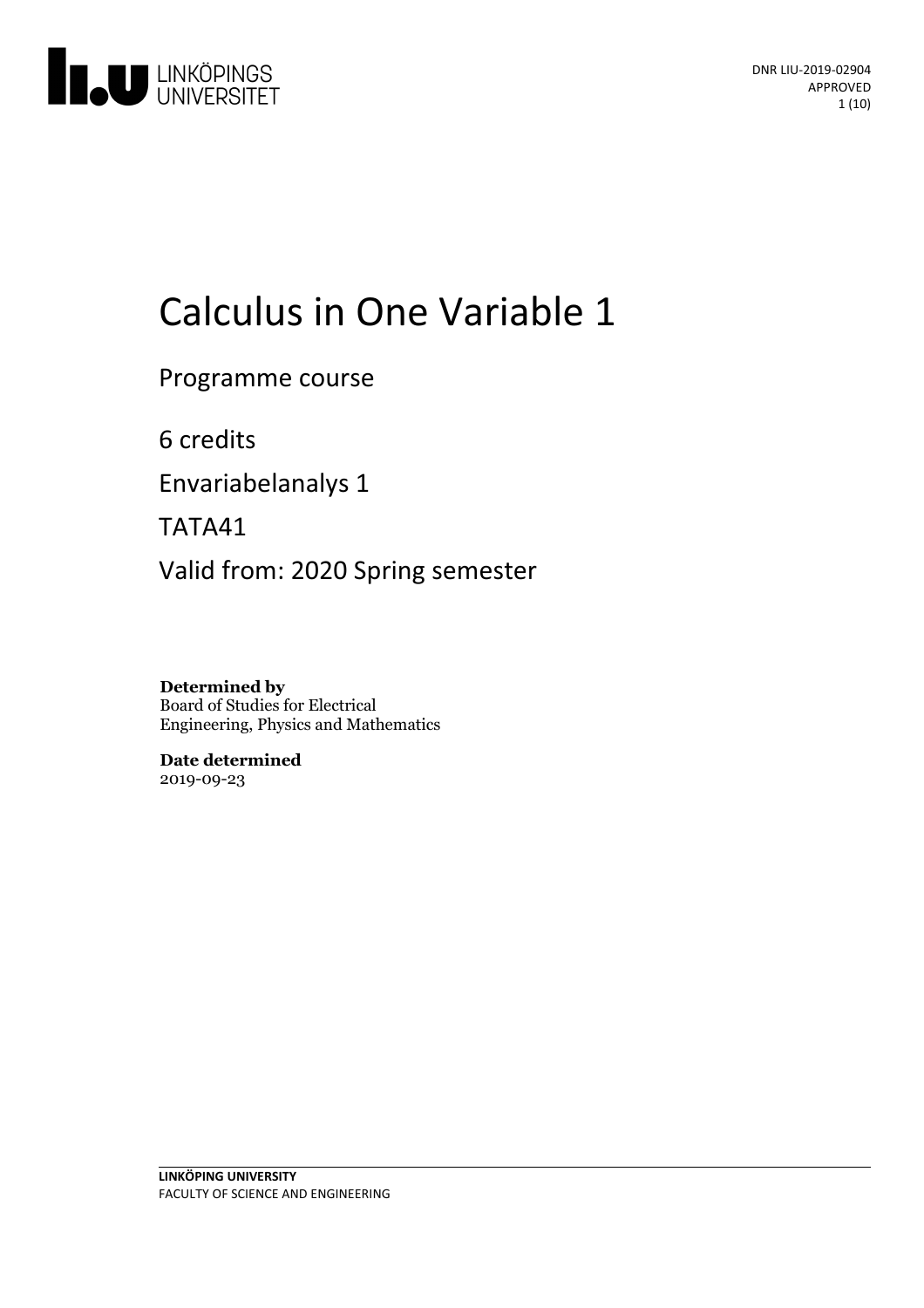# Calculus in One Variable 1

Programme course

6 credits

Envariabelanalys 1

TATA41

Valid from: 2020 Spring semester

**Determined by**
Board of Studies for Electrical Engineering, Physics and Mathematics

**Date determined**
2019-09-23

**LINKÖPING UNIVERSITY**
FACULTY OF SCIENCE AND ENGINEERING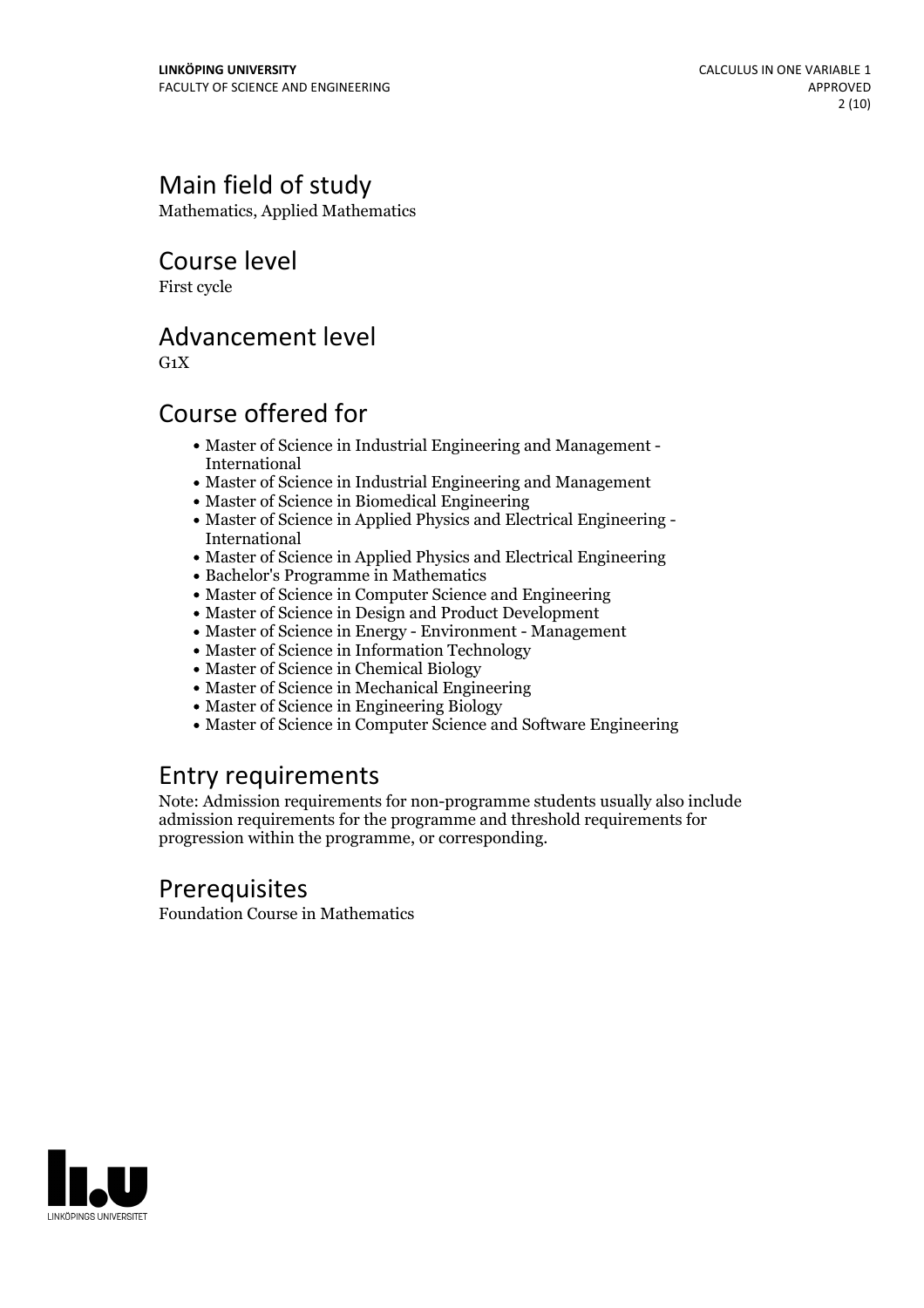## Main field of study

Mathematics, Applied Mathematics

## Course level

First cycle

## Advancement level

G1X

## Course offered for

- Master of Science in Industrial Engineering and Management - International
- Master of Science in Industrial Engineering and Management
- Master of Science in Biomedical Engineering
- Master of Science in Applied Physics and Electrical Engineering - International
- Master of Science in Applied Physics and Electrical Engineering
- Bachelor's Programme in Mathematics
- Master of Science in Computer Science and Engineering
- Master of Science in Design and Product Development
- Master of Science in Energy - Environment - Management
- Master of Science in Information Technology
- Master of Science in Chemical Biology
- Master of Science in Mechanical Engineering
- Master of Science in Engineering Biology
- Master of Science in Computer Science and Software Engineering

## Entry requirements

Note: Admission requirements for non-programme students usually also include admission requirements for the programme and threshold requirements for progression within the programme, or corresponding.

## Prerequisites

Foundation Course in Mathematics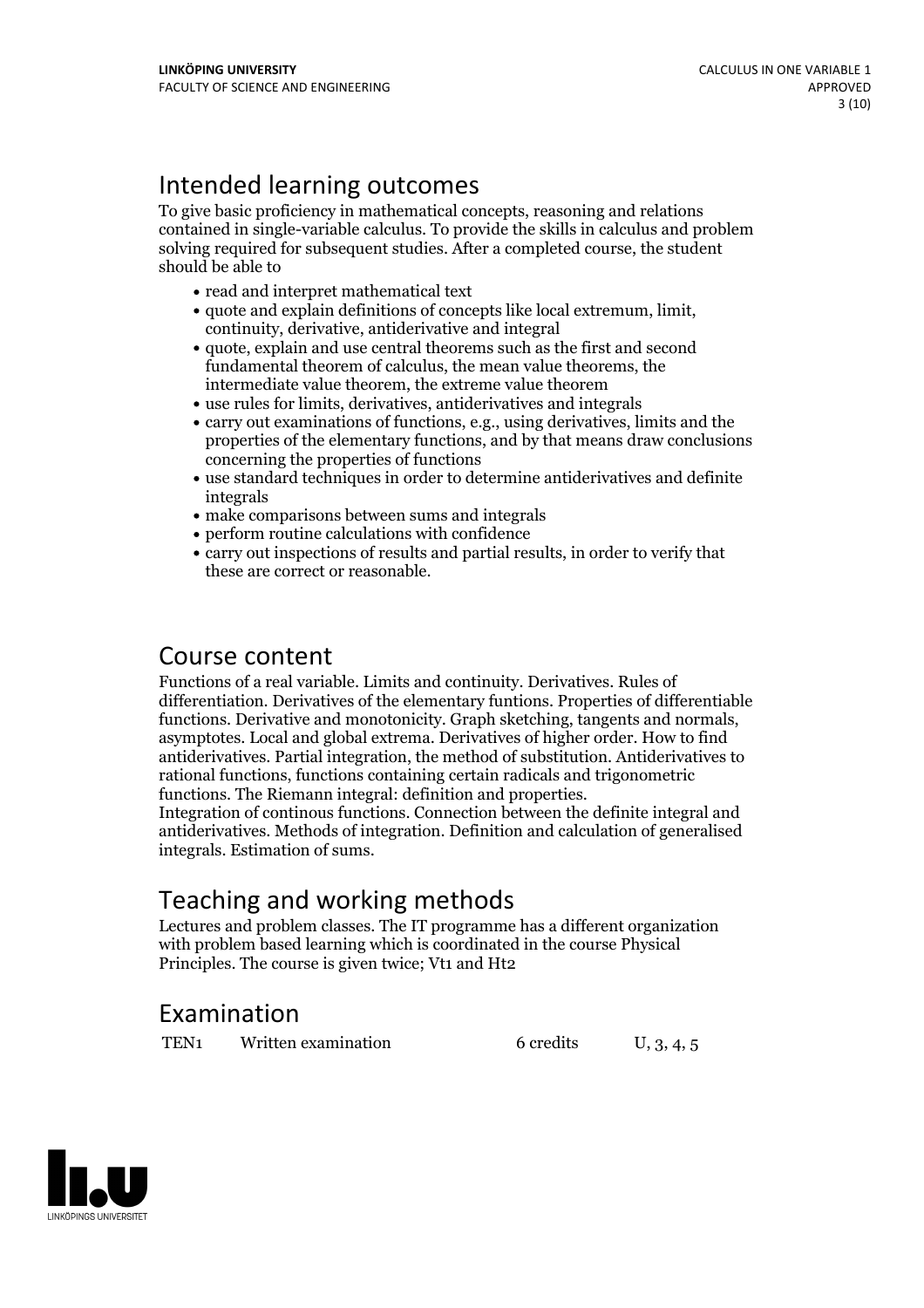## Intended learning outcomes

To give basic proficiency in mathematical concepts, reasoning and relations contained in single-variable calculus. To provide the skills in calculus and problem solving required for subsequent studies. After a completed course, the student should be able to

- read and interpret mathematical text
- quote and explain definitions of concepts like local extremum, limit, continuity, derivative, antiderivative and integral
- quote, explain and use central theorems such as the first and second fundamental theorem of calculus, the mean value theorems, the intermediate value theorem, the extreme value theorem
- use rules for limits, derivatives, antiderivatives and integrals
- carry out examinations of functions, e.g., using derivatives, limits and the properties of the elementary functions, and by that means draw conclusions concerning the properties of functions
- use standard techniques in order to determine antiderivatives and definite integrals
- make comparisons between sums and integrals
- perform routine calculations with confidence
- carry out inspections of results and partial results, in order to verify that these are correct or reasonable.

## Course content

Functions of a real variable. Limits and continuity. Derivatives. Rules of differentiation. Derivatives of the elementary funtions. Properties of differentiable functions. Derivative and monotonicity. Graph sketching, tangents and normals, asymptotes. Local and global extrema. Derivatives of higher order. How to find antiderivatives. Partial integration, the method of substitution. Antiderivatives to rational functions, functions containing certain radicals and trigonometric functions. The Riemann integral: definition and properties.
Integration of continous functions. Connection between the definite integral and antiderivatives. Methods of integration. Definition and calculation of generalised integrals. Estimation of sums.

## Teaching and working methods

Lectures and problem classes. The IT programme has a different organization with problem based learning which is coordinated in the course Physical Principles. The course is given twice; Vt1 and Ht2

## Examination

| | | | |
|---|---|---|---|
| TEN1 | Written examination | 6 credits | U, 3, 4, 5 |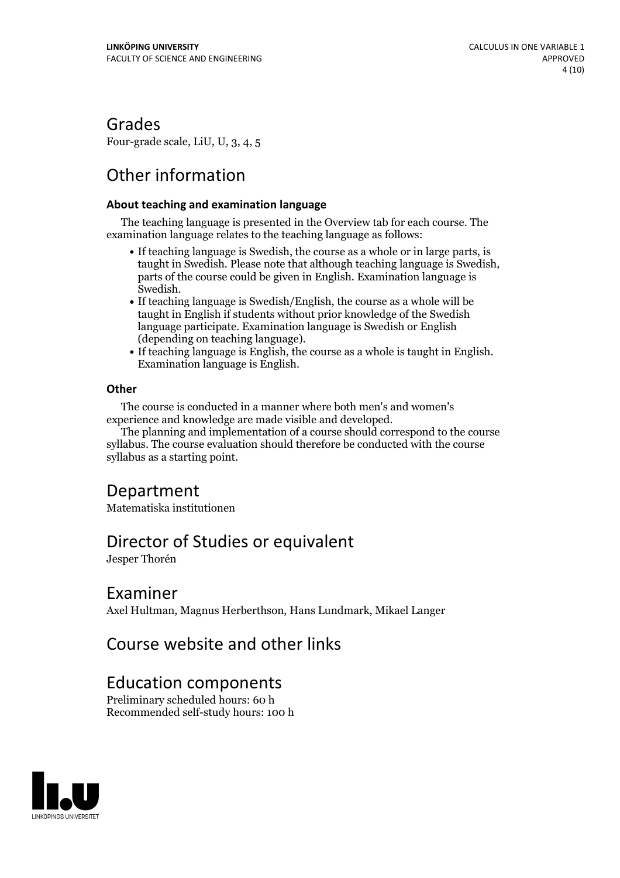## Grades

Four-grade scale, LiU, U, 3, 4, 5

## Other information

**About teaching and examination language**

The teaching language is presented in the Overview tab for each course. The examination language relates to the teaching language as follows:

- If teaching language is Swedish, the course as a whole or in large parts, is taught in Swedish. Please note that although teaching language is Swedish, parts of the course could be given in English. Examination language is Swedish.
- If teaching language is Swedish/English, the course as a whole will be taught in English if students without prior knowledge of the Swedish language participate. Examination language is Swedish or English (depending on teaching language).
- If teaching language is English, the course as a whole is taught in English. Examination language is English.

**Other**

The course is conducted in a manner where both men's and women's experience and knowledge are made visible and developed.

The planning and implementation of a course should correspond to the course syllabus. The course evaluation should therefore be conducted with the course syllabus as a starting point.

## Department

Matematiska institutionen

## Director of Studies or equivalent

Jesper Thorén

## Examiner

Axel Hultman, Magnus Herberthson, Hans Lundmark, Mikael Langer

## Course website and other links

## Education components

Preliminary scheduled hours: 60 h
Recommended self-study hours: 100 h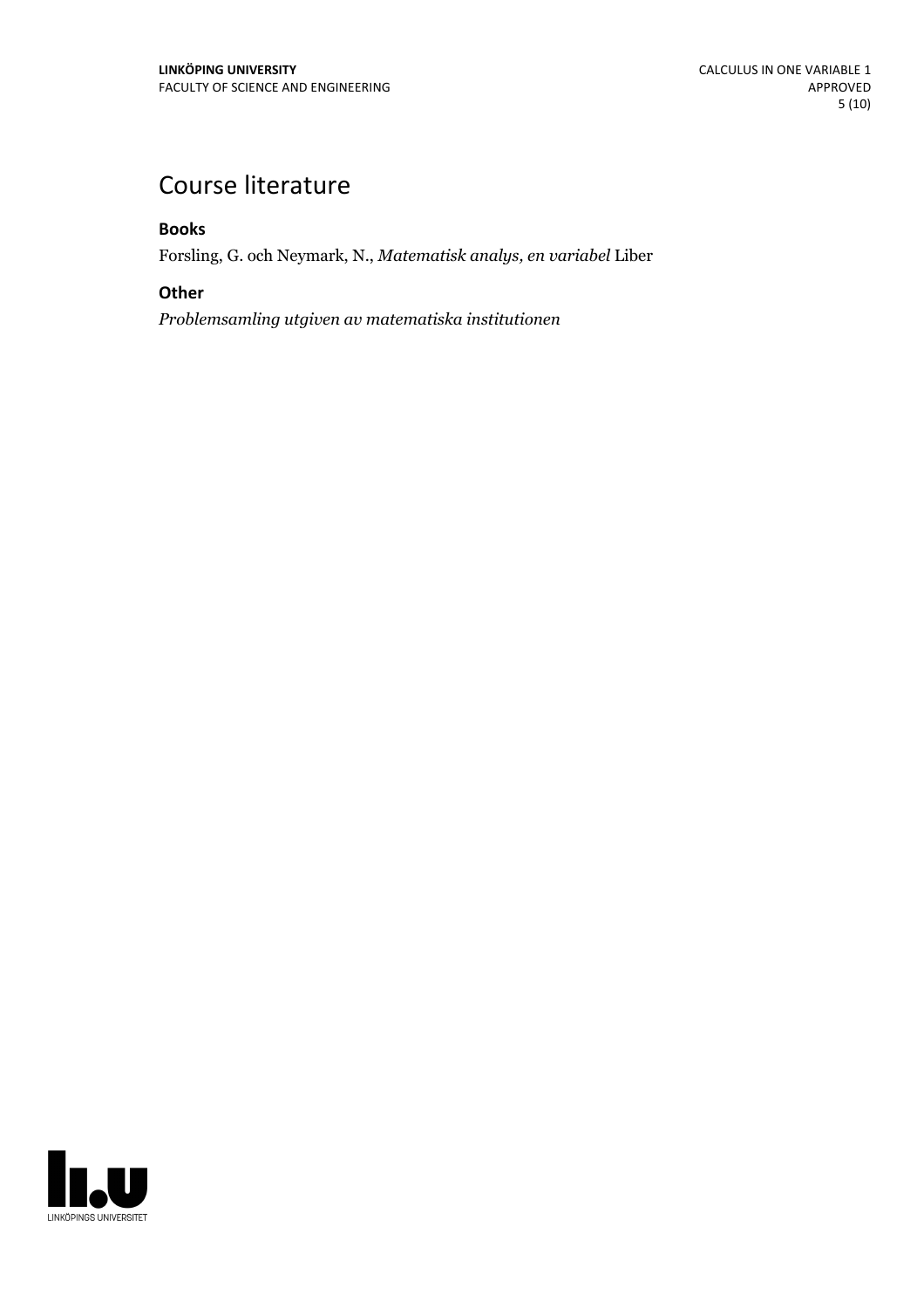# Course literature

### Books

Forsling, G. och Neymark, N., *Matematisk analys, en variabel* Liber

### Other

*Problemsamling utgiven av matematiska institutionen*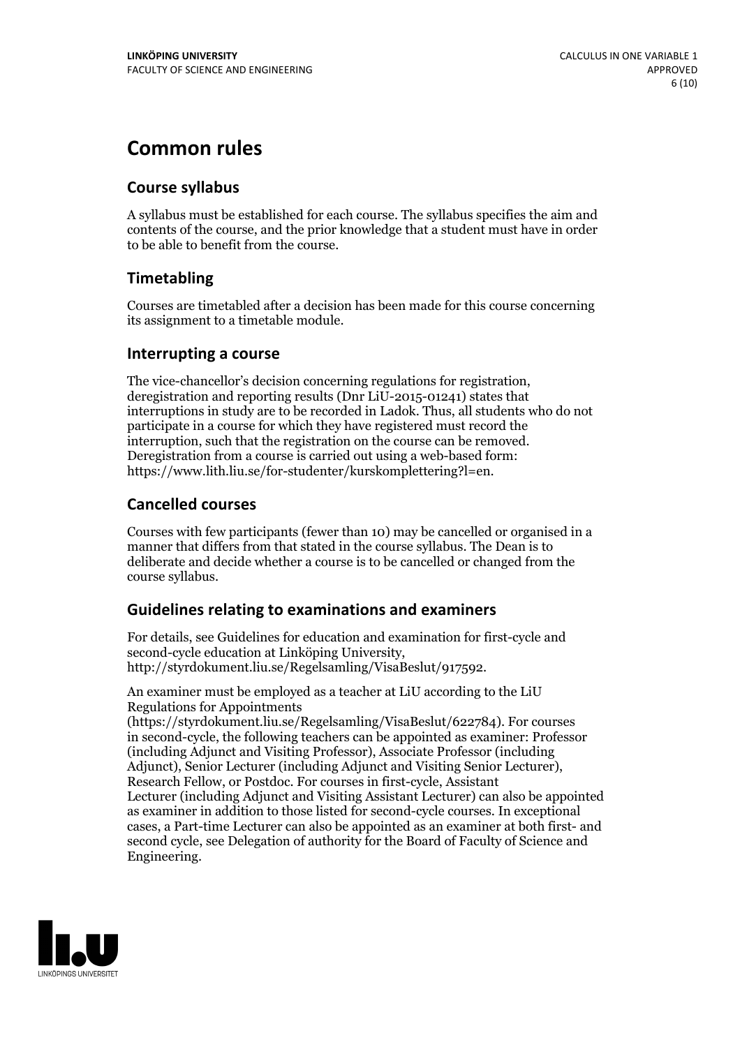# Common rules

## Course syllabus

A syllabus must be established for each course. The syllabus specifies the aim and contents of the course, and the prior knowledge that a student must have in order to be able to benefit from the course.

## Timetabling

Courses are timetabled after a decision has been made for this course concerning its assignment to a timetable module.

## Interrupting a course

The vice-chancellor's decision concerning regulations for registration, deregistration and reporting results (Dnr LiU-2015-01241) states that interruptions in study are to be recorded in Ladok. Thus, all students who do not participate in a course for which they have registered must record the interruption, such that the registration on the course can be removed. Deregistration from a course is carried out using a web-based form: https://www.lith.liu.se/for-studenter/kurskomplettering?l=en.

## Cancelled courses

Courses with few participants (fewer than 10) may be cancelled or organised in a manner that differs from that stated in the course syllabus. The Dean is to deliberate and decide whether a course is to be cancelled or changed from the course syllabus.

## Guidelines relating to examinations and examiners

For details, see Guidelines for education and examination for first-cycle and second-cycle education at Linköping University, http://styrdokument.liu.se/Regelsamling/VisaBeslut/917592.

An examiner must be employed as a teacher at LiU according to the LiU Regulations for Appointments (https://styrdokument.liu.se/Regelsamling/VisaBeslut/622784). For courses in second-cycle, the following teachers can be appointed as examiner: Professor (including Adjunct and Visiting Professor), Associate Professor (including Adjunct), Senior Lecturer (including Adjunct and Visiting Senior Lecturer), Research Fellow, or Postdoc. For courses in first-cycle, Assistant Lecturer (including Adjunct and Visiting Assistant Lecturer) can also be appointed as examiner in addition to those listed for second-cycle courses. In exceptional cases, a Part-time Lecturer can also be appointed as an examiner at both first- and second cycle, see Delegation of authority for the Board of Faculty of Science and Engineering.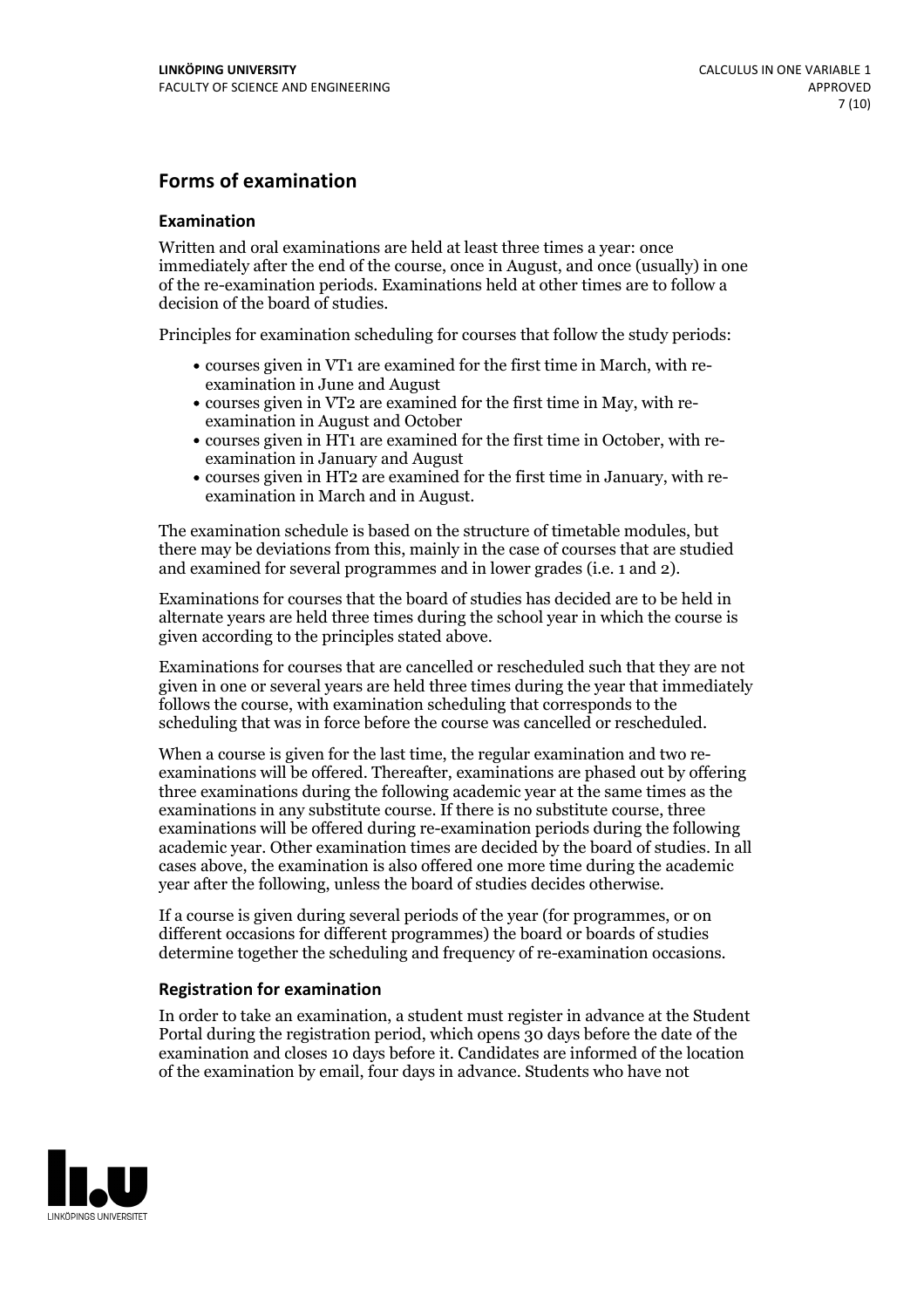## Forms of examination

### Examination

Written and oral examinations are held at least three times a year: once immediately after the end of the course, once in August, and once (usually) in one of the re-examination periods. Examinations held at other times are to follow a decision of the board of studies.

Principles for examination scheduling for courses that follow the study periods:

- courses given in VT1 are examined for the first time in March, with re-examination in June and August
- courses given in VT2 are examined for the first time in May, with re-examination in August and October
- courses given in HT1 are examined for the first time in October, with re-examination in January and August
- courses given in HT2 are examined for the first time in January, with re-examination in March and in August.

The examination schedule is based on the structure of timetable modules, but there may be deviations from this, mainly in the case of courses that are studied and examined for several programmes and in lower grades (i.e. 1 and 2).

Examinations for courses that the board of studies has decided are to be held in alternate years are held three times during the school year in which the course is given according to the principles stated above.

Examinations for courses that are cancelled or rescheduled such that they are not given in one or several years are held three times during the year that immediately follows the course, with examination scheduling that corresponds to the scheduling that was in force before the course was cancelled or rescheduled.

When a course is given for the last time, the regular examination and two re-examinations will be offered. Thereafter, examinations are phased out by offering three examinations during the following academic year at the same times as the examinations in any substitute course. If there is no substitute course, three examinations will be offered during re-examination periods during the following academic year. Other examination times are decided by the board of studies. In all cases above, the examination is also offered one more time during the academic year after the following, unless the board of studies decides otherwise.

If a course is given during several periods of the year (for programmes, or on different occasions for different programmes) the board or boards of studies determine together the scheduling and frequency of re-examination occasions.

### Registration for examination

In order to take an examination, a student must register in advance at the Student Portal during the registration period, which opens 30 days before the date of the examination and closes 10 days before it. Candidates are informed of the location of the examination by email, four days in advance. Students who have not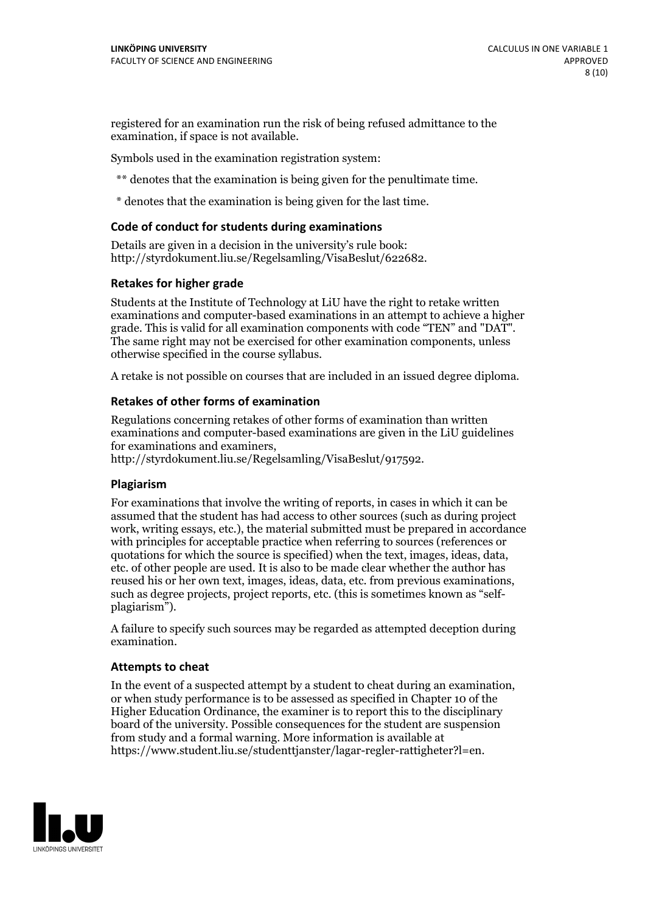registered for an examination run the risk of being refused admittance to the examination, if space is not available.

Symbols used in the examination registration system:

** denotes that the examination is being given for the penultimate time.

* denotes that the examination is being given for the last time.

### Code of conduct for students during examinations

Details are given in a decision in the university's rule book: http://styrdokument.liu.se/Regelsamling/VisaBeslut/622682.

### Retakes for higher grade

Students at the Institute of Technology at LiU have the right to retake written examinations and computer-based examinations in an attempt to achieve a higher grade. This is valid for all examination components with code "TEN" and "DAT". The same right may not be exercised for other examination components, unless otherwise specified in the course syllabus.

A retake is not possible on courses that are included in an issued degree diploma.

### Retakes of other forms of examination

Regulations concerning retakes of other forms of examination than written examinations and computer-based examinations are given in the LiU guidelines for examinations and examiners, http://styrdokument.liu.se/Regelsamling/VisaBeslut/917592.

### Plagiarism

For examinations that involve the writing of reports, in cases in which it can be assumed that the student has had access to other sources (such as during project work, writing essays, etc.), the material submitted must be prepared in accordance with principles for acceptable practice when referring to sources (references or quotations for which the source is specified) when the text, images, ideas, data, etc. of other people are used. It is also to be made clear whether the author has reused his or her own text, images, ideas, data, etc. from previous examinations, such as degree projects, project reports, etc. (this is sometimes known as "self-plagiarism").

A failure to specify such sources may be regarded as attempted deception during examination.

### Attempts to cheat

In the event of a suspected attempt by a student to cheat during an examination, or when study performance is to be assessed as specified in Chapter 10 of the Higher Education Ordinance, the examiner is to report this to the disciplinary board of the university. Possible consequences for the student are suspension from study and a formal warning. More information is available at https://www.student.liu.se/studenttjanster/lagar-regler-rattigheter?l=en.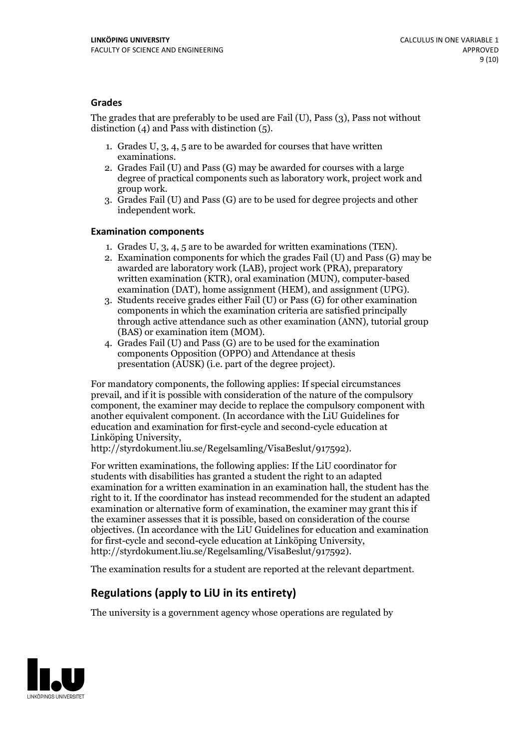### Grades

The grades that are preferably to be used are Fail (U), Pass (3), Pass not without distinction (4) and Pass with distinction (5).

1. Grades U, 3, 4, 5 are to be awarded for courses that have written examinations.
2. Grades Fail (U) and Pass (G) may be awarded for courses with a large degree of practical components such as laboratory work, project work and group work.
3. Grades Fail (U) and Pass (G) are to be used for degree projects and other independent work.

### Examination components

1. Grades U, 3, 4, 5 are to be awarded for written examinations (TEN).
2. Examination components for which the grades Fail (U) and Pass (G) may be awarded are laboratory work (LAB), project work (PRA), preparatory written examination (KTR), oral examination (MUN), computer-based examination (DAT), home assignment (HEM), and assignment (UPG).
3. Students receive grades either Fail (U) or Pass (G) for other examination components in which the examination criteria are satisfied principally through active attendance such as other examination (ANN), tutorial group (BAS) or examination item (MOM).
4. Grades Fail (U) and Pass (G) are to be used for the examination components Opposition (OPPO) and Attendance at thesis presentation (AUSK) (i.e. part of the degree project).

For mandatory components, the following applies: If special circumstances prevail, and if it is possible with consideration of the nature of the compulsory component, the examiner may decide to replace the compulsory component with another equivalent component. (In accordance with the LiU Guidelines for education and examination for first-cycle and second-cycle education at Linköping University, http://styrdokument.liu.se/Regelsamling/VisaBeslut/917592).

For written examinations, the following applies: If the LiU coordinator for students with disabilities has granted a student the right to an adapted examination for a written examination in an examination hall, the student has the right to it. If the coordinator has instead recommended for the student an adapted examination or alternative form of examination, the examiner may grant this if the examiner assesses that it is possible, based on consideration of the course objectives. (In accordance with the LiU Guidelines for education and examination for first-cycle and second-cycle education at Linköping University, http://styrdokument.liu.se/Regelsamling/VisaBeslut/917592).

The examination results for a student are reported at the relevant department.

## Regulations (apply to LiU in its entirety)

The university is a government agency whose operations are regulated by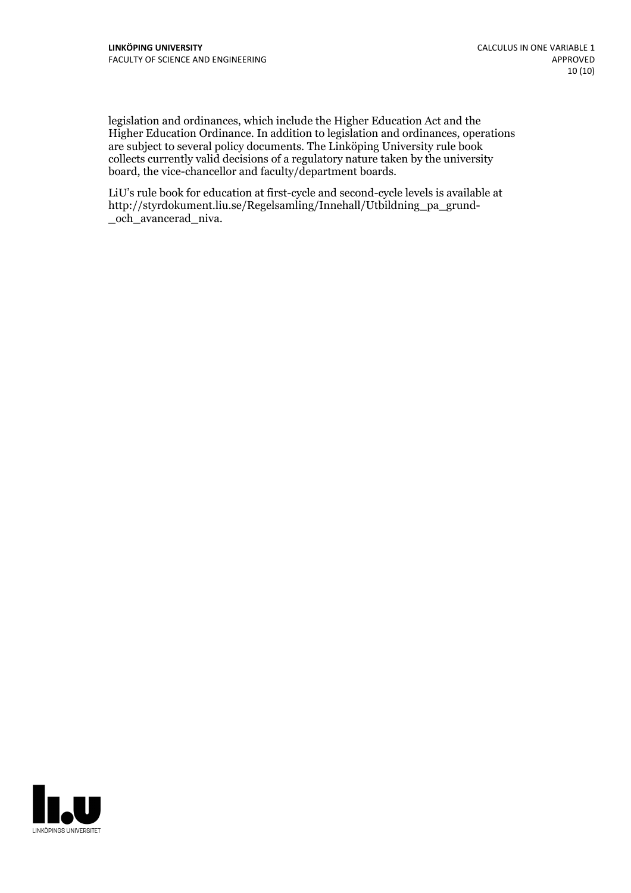legislation and ordinances, which include the Higher Education Act and the Higher Education Ordinance. In addition to legislation and ordinances, operations are subject to several policy documents. The Linköping University rule book collects currently valid decisions of a regulatory nature taken by the university board, the vice-chancellor and faculty/department boards.

LiU's rule book for education at first-cycle and second-cycle levels is available at http://styrdokument.liu.se/Regelsamling/Innehall/Utbildning_pa_grund-_och_avancerad_niva.